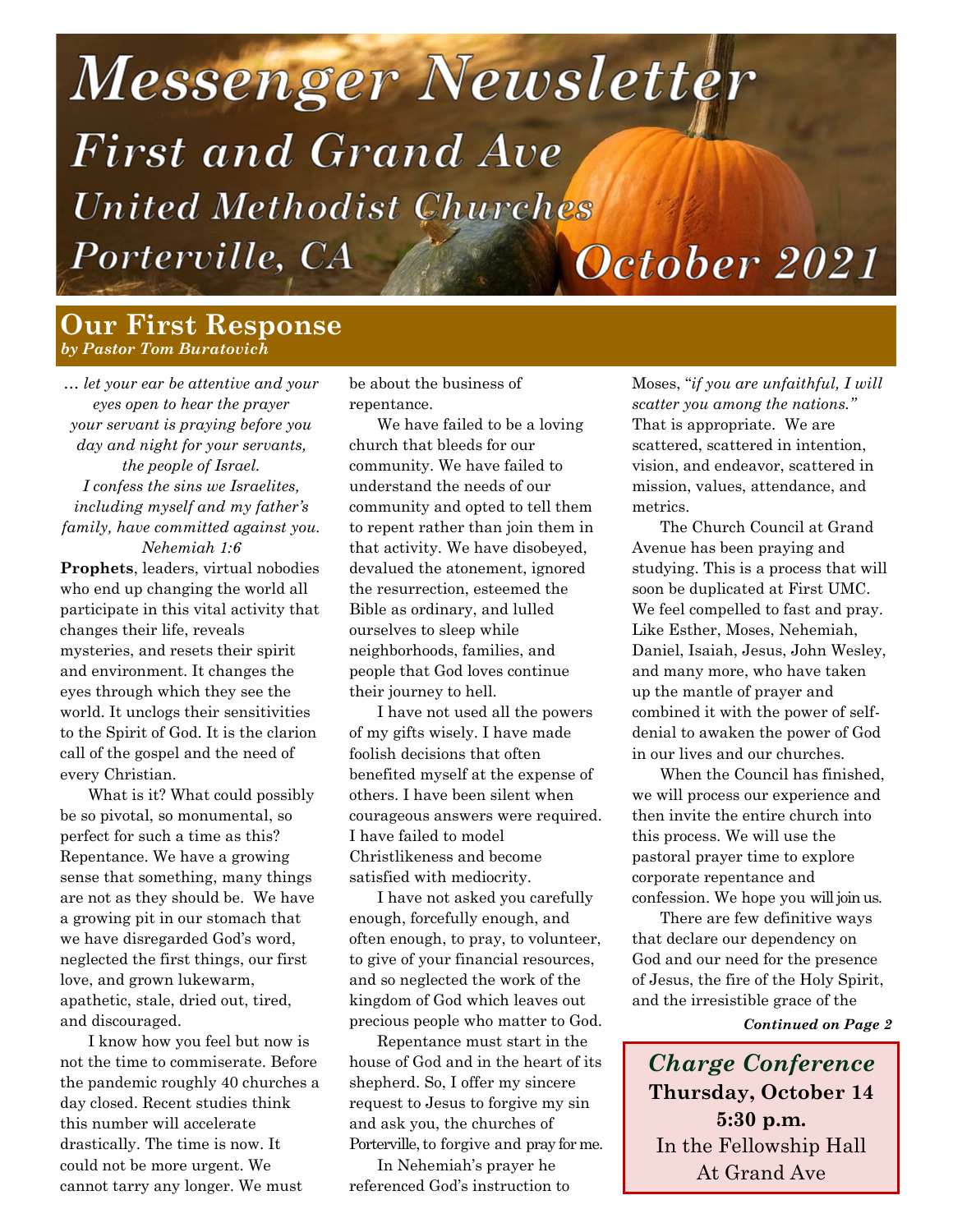# Messenger Newsletter

## First and Grand Ave United Methodist Churches

### Porterville, CA

### October 2021

## Our First Response

***by Pastor Tom Buratovich***

*… let your ear be attentive and your eyes open to hear the prayer your servant is praying before you day and night for your servants, the people of Israel. I confess the sins we Israelites, including myself and my father's family, have committed against you.*
*Nehemiah 1:6*

**Prophets**, leaders, virtual nobodies who end up changing the world all participate in this vital activity that changes their life, reveals mysteries, and resets their spirit and environment. It changes the eyes through which they see the world. It unclogs their sensitivities to the Spirit of God. It is the clarion call of the gospel and the need of every Christian.

What is it? What could possibly be so pivotal, so monumental, so perfect for such a time as this? Repentance. We have a growing sense that something, many things are not as they should be. We have a growing pit in our stomach that we have disregarded God's word, neglected the first things, our first love, and grown lukewarm, apathetic, stale, dried out, tired, and discouraged.

I know how you feel but now is not the time to commiserate. Before the pandemic roughly 40 churches a day closed. Recent studies think this number will accelerate drastically. The time is now. It could not be more urgent. We cannot tarry any longer. We must be about the business of repentance.

We have failed to be a loving church that bleeds for our community. We have failed to understand the needs of our community and opted to tell them to repent rather than join them in that activity. We have disobeyed, devalued the atonement, ignored the resurrection, esteemed the Bible as ordinary, and lulled ourselves to sleep while neighborhoods, families, and people that God loves continue their journey to hell.

I have not used all the powers of my gifts wisely. I have made foolish decisions that often benefited myself at the expense of others. I have been silent when courageous answers were required. I have failed to model Christlikeness and become satisfied with mediocrity.

I have not asked you carefully enough, forcefully enough, and often enough, to pray, to volunteer, to give of your financial resources, and so neglected the work of the kingdom of God which leaves out precious people who matter to God.

Repentance must start in the house of God and in the heart of its shepherd. So, I offer my sincere request to Jesus to forgive my sin and ask you, the churches of Porterville, to forgive and pray for me.

In Nehemiah's prayer he referenced God's instruction to Moses, "*if you are unfaithful, I will scatter you among the nations.*" That is appropriate. We are scattered, scattered in intention, vision, and endeavor, scattered in mission, values, attendance, and metrics.

The Church Council at Grand Avenue has been praying and studying. This is a process that will soon be duplicated at First UMC. We feel compelled to fast and pray. Like Esther, Moses, Nehemiah, Daniel, Isaiah, Jesus, John Wesley, and many more, who have taken up the mantle of prayer and combined it with the power of self-denial to awaken the power of God in our lives and our churches.

When the Council has finished, we will process our experience and then invite the entire church into this process. We will use the pastoral prayer time to explore corporate repentance and confession. We hope you will join us.

There are few definitive ways that declare our dependency on God and our need for the presence of Jesus, the fire of the Holy Spirit, and the irresistible grace of the

***Continued on Page 2***

---

***Charge Conference***
**Thursday, October 14**
**5:30 p.m.**
In the Fellowship Hall
At Grand Ave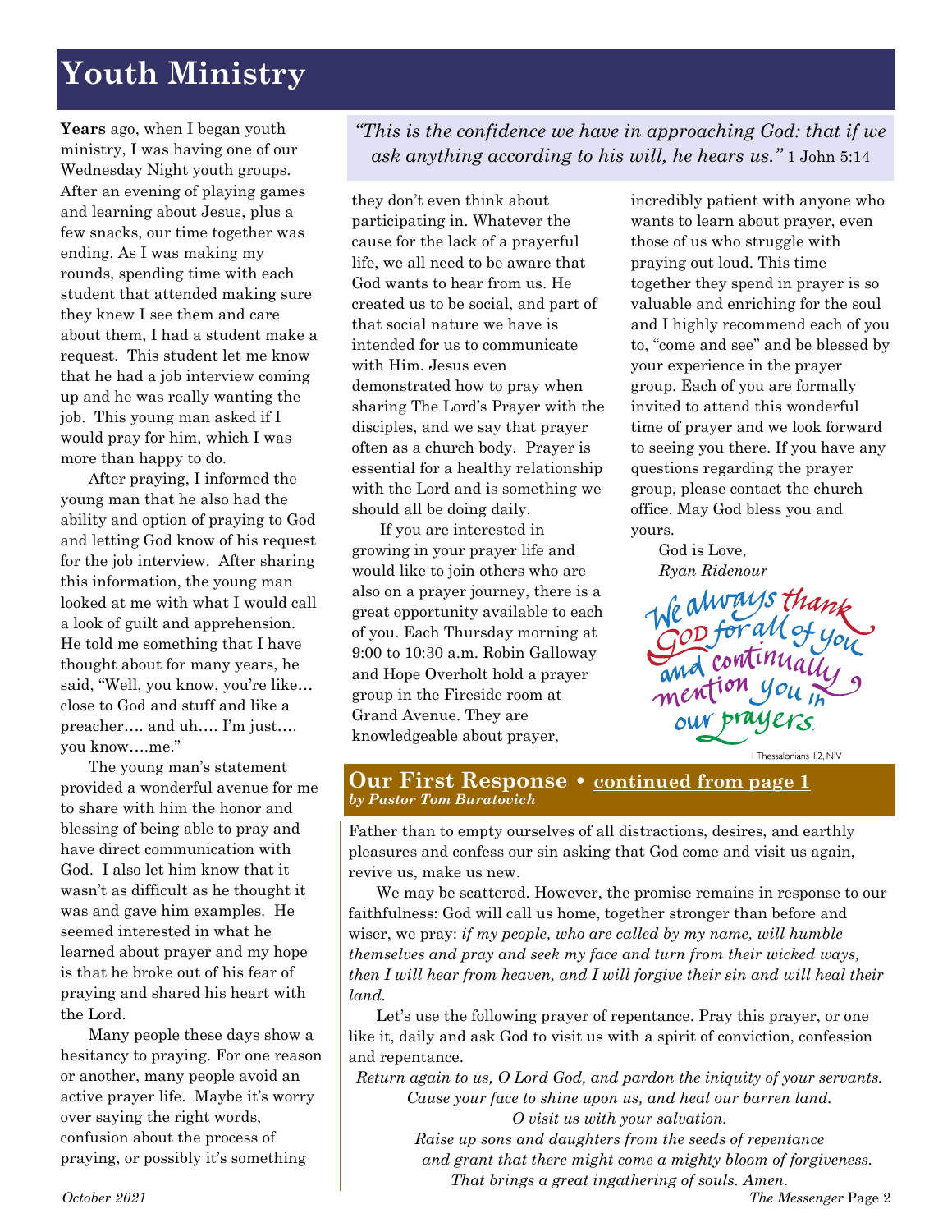# Youth Ministry

> *"This is the confidence we have in approaching God: that if we ask anything according to his will, he hears us."* 1 John 5:14

**Years** ago, when I began youth ministry, I was having one of our Wednesday Night youth groups. After an evening of playing games and learning about Jesus, plus a few snacks, our time together was ending. As I was making my rounds, spending time with each student that attended making sure they knew I see them and care about them, I had a student make a request. This student let me know that he had a job interview coming up and he was really wanting the job. This young man asked if I would pray for him, which I was more than happy to do.

After praying, I informed the young man that he also had the ability and option of praying to God and letting God know of his request for the job interview. After sharing this information, the young man looked at me with what I would call a look of guilt and apprehension. He told me something that I have thought about for many years, he said, "Well, you know, you're like… close to God and stuff and like a preacher…. and uh…. I'm just…. you know….me."

The young man's statement provided a wonderful avenue for me to share with him the honor and blessing of being able to pray and have direct communication with God. I also let him know that it wasn't as difficult as he thought it was and gave him examples. He seemed interested in what he learned about prayer and my hope is that he broke out of his fear of praying and shared his heart with the Lord.

Many people these days show a hesitancy to praying. For one reason or another, many people avoid an active prayer life. Maybe it's worry over saying the right words, confusion about the process of praying, or possibly it's something they don't even think about participating in. Whatever the cause for the lack of a prayerful life, we all need to be aware that God wants to hear from us. He created us to be social, and part of that social nature we have is intended for us to communicate with Him. Jesus even demonstrated how to pray when sharing The Lord's Prayer with the disciples, and we say that prayer often as a church body. Prayer is essential for a healthy relationship with the Lord and is something we should all be doing daily.

If you are interested in growing in your prayer life and would like to join others who are also on a prayer journey, there is a great opportunity available to each of you. Each Thursday morning at 9:00 to 10:30 a.m. Robin Galloway and Hope Overholt hold a prayer group in the Fireside room at Grand Avenue. They are knowledgeable about prayer, incredibly patient with anyone who wants to learn about prayer, even those of us who struggle with praying out loud. This time together they spend in prayer is so valuable and enriching for the soul and I highly recommend each of you to, "come and see" and be blessed by your experience in the prayer group. Each of you are formally invited to attend this wonderful time of prayer and we look forward to seeing you there. If you have any questions regarding the prayer group, please contact the church office. May God bless you and yours.

God is Love,
*Ryan Ridenour*

We always thank God for all of you and continually mention you in our prayers.
1 Thessalonians 1:2, NIV

## Our First Response • continued from page 1

***by Pastor Tom Buratovich***

Father than to empty ourselves of all distractions, desires, and earthly pleasures and confess our sin asking that God come and visit us again, revive us, make us new.

We may be scattered. However, the promise remains in response to our faithfulness: God will call us home, together stronger than before and wiser, we pray: *if my people, who are called by my name, will humble themselves and pray and seek my face and turn from their wicked ways, then I will hear from heaven, and I will forgive their sin and will heal their land.*

Let's use the following prayer of repentance. Pray this prayer, or one like it, daily and ask God to visit us with a spirit of conviction, confession and repentance.

*Return again to us, O Lord God, and pardon the iniquity of your servants.*
*Cause your face to shine upon us, and heal our barren land.*
*O visit us with your salvation.*
*Raise up sons and daughters from the seeds of repentance*
*and grant that there might come a mighty bloom of forgiveness.*
*That brings a great ingathering of souls. Amen.*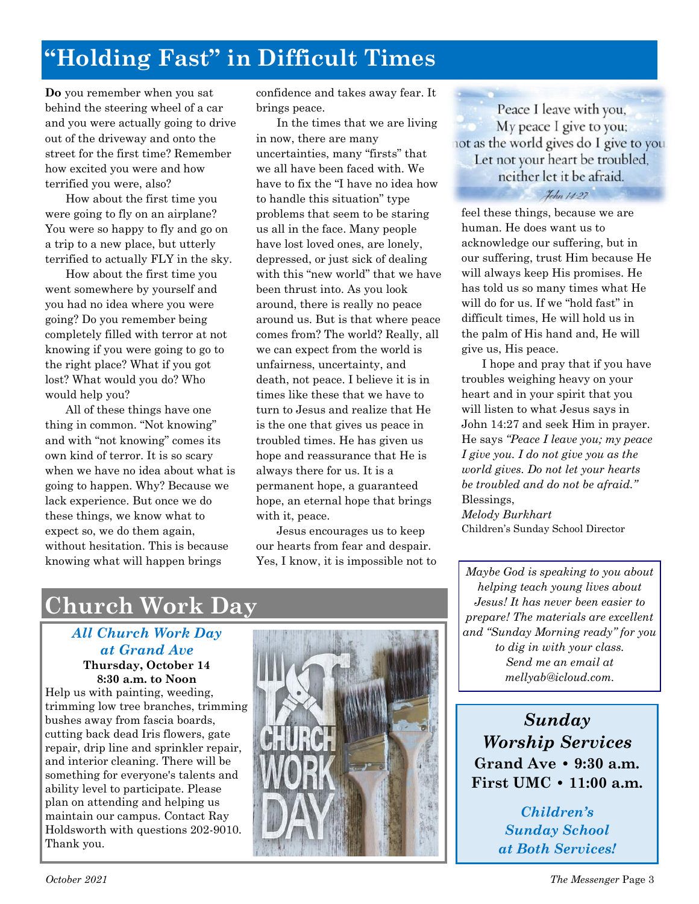# "Holding Fast" in Difficult Times

**Do** you remember when you sat behind the steering wheel of a car and you were actually going to drive out of the driveway and onto the street for the first time? Remember how excited you were and how terrified you were, also?

How about the first time you were going to fly on an airplane? You were so happy to fly and go on a trip to a new place, but utterly terrified to actually FLY in the sky.

How about the first time you went somewhere by yourself and you had no idea where you were going? Do you remember being completely filled with terror at not knowing if you were going to go to the right place? What if you got lost? What would you do? Who would help you?

All of these things have one thing in common. "Not knowing" and with "not knowing" comes its own kind of terror. It is so scary when we have no idea about what is going to happen. Why? Because we lack experience. But once we do these things, we know what to expect so, we do them again, without hesitation. This is because knowing what will happen brings confidence and takes away fear. It brings peace.

In the times that we are living in now, there are many uncertainties, many "firsts" that we all have been faced with. We have to fix the "I have no idea how to handle this situation" type problems that seem to be staring us all in the face. Many people have lost loved ones, are lonely, depressed, or just sick of dealing with this "new world" that we have been thrust into. As you look around, there is really no peace around us. But is that where peace comes from? The world? Really, all we can expect from the world is unfairness, uncertainty, and death, not peace. I believe it is in times like these that we have to turn to Jesus and realize that He is the one that gives us peace in troubled times. He has given us hope and reassurance that He is always there for us. It is a permanent hope, a guaranteed hope, an eternal hope that brings with it, peace.

Jesus encourages us to keep our hearts from fear and despair. Yes, I know, it is impossible not to

> Peace I leave with you,
> My peace I give to you;
> not as the world gives do I give to you
> Let not your heart be troubled,
> neither let it be afraid.
> John 14:27

feel these things, because we are human. He does want us to acknowledge our suffering, but in our suffering, trust Him because He will always keep His promises. He has told us so many times what He will do for us. If we "hold fast" in difficult times, He will hold us in the palm of His hand and, He will give us, His peace.

I hope and pray that if you have troubles weighing heavy on your heart and in your spirit that you will listen to what Jesus says in John 14:27 and seek Him in prayer. He says *"Peace I leave you; my peace I give you. I do not give you as the world gives. Do not let your hearts be troubled and do not be afraid."*

Blessings,
*Melody Burkhart*
Children's Sunday School Director

*Maybe God is speaking to you about helping teach young lives about Jesus! It has never been easier to prepare! The materials are excellent and "Sunday Morning ready" for you to dig in with your class. Send me an email at mellyab@icloud.com.*

# Church Work Day

***All Church Work Day at Grand Ave***

**Thursday, October 14**
**8:30 a.m. to Noon**

Help us with painting, weeding, trimming low tree branches, trimming bushes away from fascia boards, cutting back dead Iris flowers, gate repair, drip line and sprinkler repair, and interior cleaning. There will be something for everyone's talents and ability level to participate. Please plan on attending and helping us maintain our campus. Contact Ray Holdsworth with questions 202-9010. Thank you.

***Sunday Worship Services***

**Grand Ave • 9:30 a.m.**
**First UMC • 11:00 a.m.**

***Children's Sunday School at Both Services!***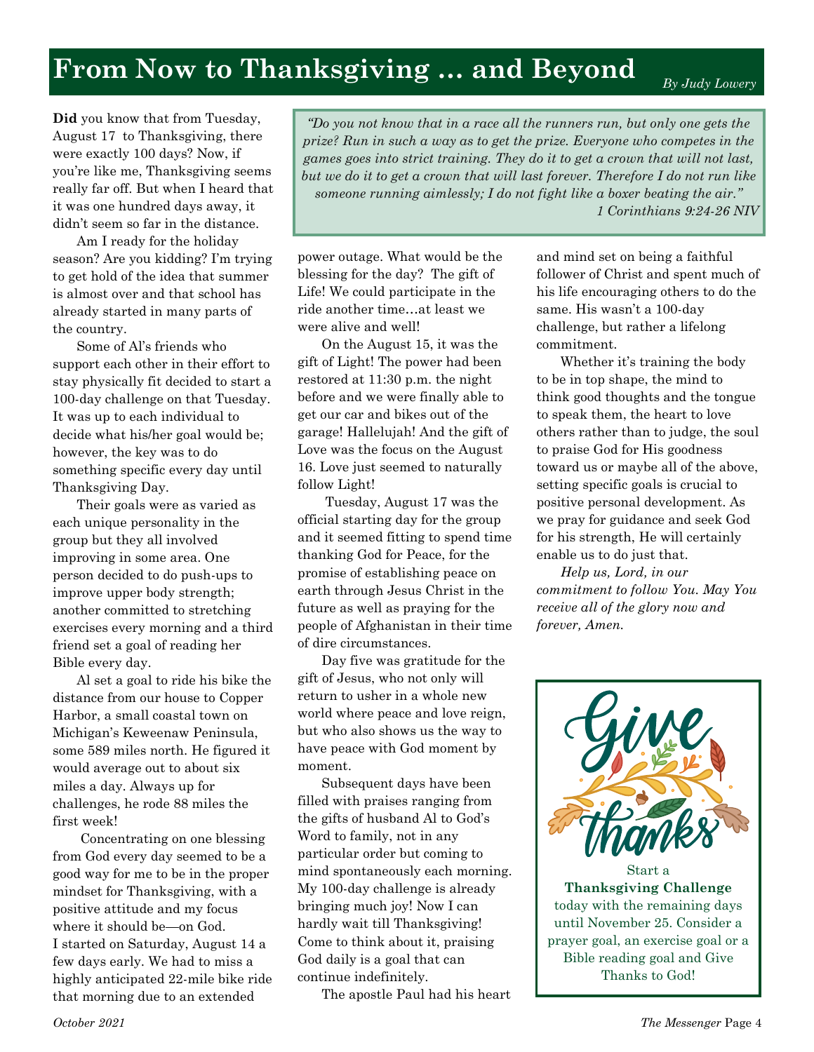# From Now to Thanksgiving … and Beyond

*By Judy Lowery*

> *"Do you not know that in a race all the runners run, but only one gets the prize? Run in such a way as to get the prize. Everyone who competes in the games goes into strict training. They do it to get a crown that will not last, but we do it to get a crown that will last forever. Therefore I do not run like someone running aimlessly; I do not fight like a boxer beating the air."*
> *1 Corinthians 9:24-26 NIV*

**Did** you know that from Tuesday, August 17 to Thanksgiving, there were exactly 100 days? Now, if you're like me, Thanksgiving seems really far off. But when I heard that it was one hundred days away, it didn't seem so far in the distance.

Am I ready for the holiday season? Are you kidding? I'm trying to get hold of the idea that summer is almost over and that school has already started in many parts of the country.

Some of Al's friends who support each other in their effort to stay physically fit decided to start a 100-day challenge on that Tuesday. It was up to each individual to decide what his/her goal would be; however, the key was to do something specific every day until Thanksgiving Day.

Their goals were as varied as each unique personality in the group but they all involved improving in some area. One person decided to do push-ups to improve upper body strength; another committed to stretching exercises every morning and a third friend set a goal of reading her Bible every day.

Al set a goal to ride his bike the distance from our house to Copper Harbor, a small coastal town on Michigan's Keweenaw Peninsula, some 589 miles north. He figured it would average out to about six miles a day. Always up for challenges, he rode 88 miles the first week!

Concentrating on one blessing from God every day seemed to be a good way for me to be in the proper mindset for Thanksgiving, with a positive attitude and my focus where it should be—on God. I started on Saturday, August 14 a few days early. We had to miss a highly anticipated 22-mile bike ride that morning due to an extended power outage. What would be the blessing for the day? The gift of Life! We could participate in the ride another time…at least we were alive and well!

On the August 15, it was the gift of Light! The power had been restored at 11:30 p.m. the night before and we were finally able to get our car and bikes out of the garage! Hallelujah! And the gift of Love was the focus on the August 16. Love just seemed to naturally follow Light!

Tuesday, August 17 was the official starting day for the group and it seemed fitting to spend time thanking God for Peace, for the promise of establishing peace on earth through Jesus Christ in the future as well as praying for the people of Afghanistan in their time of dire circumstances.

Day five was gratitude for the gift of Jesus, who not only will return to usher in a whole new world where peace and love reign, but who also shows us the way to have peace with God moment by moment.

Subsequent days have been filled with praises ranging from the gifts of husband Al to God's Word to family, not in any particular order but coming to mind spontaneously each morning. My 100-day challenge is already bringing much joy! Now I can hardly wait till Thanksgiving! Come to think about it, praising God daily is a goal that can continue indefinitely.

The apostle Paul had his heart and mind set on being a faithful follower of Christ and spent much of his life encouraging others to do the same. His wasn't a 100-day challenge, but rather a lifelong commitment.

Whether it's training the body to be in top shape, the mind to think good thoughts and the tongue to speak them, the heart to love others rather than to judge, the soul to praise God for His goodness toward us or maybe all of the above, setting specific goals is crucial to positive personal development. As we pray for guidance and seek God for his strength, He will certainly enable us to do just that.

*Help us, Lord, in our commitment to follow You. May You receive all of the glory now and forever, Amen.*

---

**Give thanks**

Start a **Thanksgiving Challenge** today with the remaining days until November 25. Consider a prayer goal, an exercise goal or a Bible reading goal and Give Thanks to God!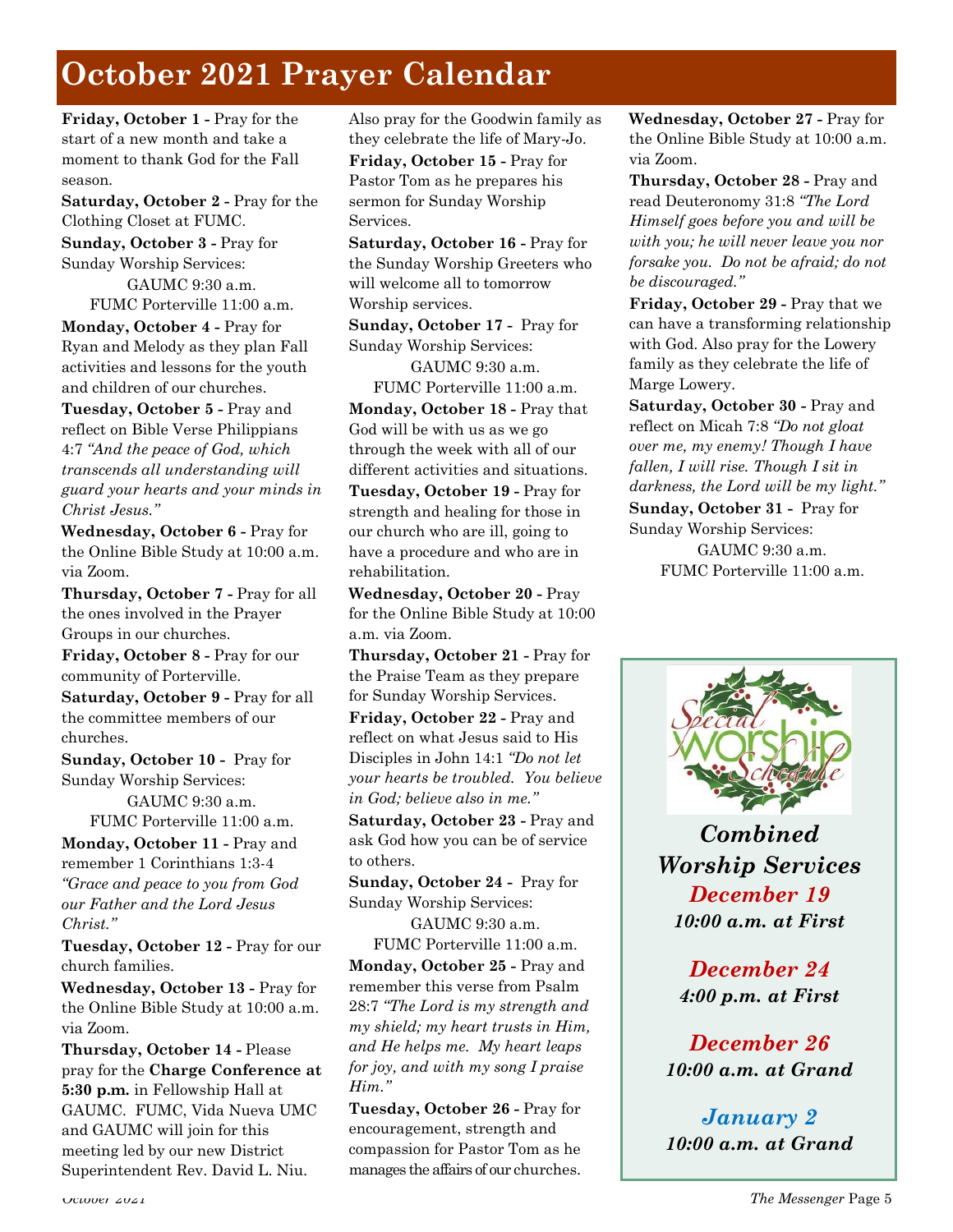# October 2021 Prayer Calendar

**Friday, October 1 -** Pray for the start of a new month and take a moment to thank God for the Fall season.

**Saturday, October 2 -** Pray for the Clothing Closet at FUMC.

**Sunday, October 3 -** Pray for Sunday Worship Services:
GAUMC 9:30 a.m.
FUMC Porterville 11:00 a.m.

**Monday, October 4 -** Pray for Ryan and Melody as they plan Fall activities and lessons for the youth and children of our churches.

**Tuesday, October 5 -** Pray and reflect on Bible Verse Philippians 4:7 *"And the peace of God, which transcends all understanding will guard your hearts and your minds in Christ Jesus."*

**Wednesday, October 6 -** Pray for the Online Bible Study at 10:00 a.m. via Zoom.

**Thursday, October 7 -** Pray for all the ones involved in the Prayer Groups in our churches.

**Friday, October 8 -** Pray for our community of Porterville.

**Saturday, October 9 -** Pray for all the committee members of our churches.

**Sunday, October 10 -** Pray for Sunday Worship Services:
GAUMC 9:30 a.m.
FUMC Porterville 11:00 a.m.

**Monday, October 11 -** Pray and remember 1 Corinthians 1:3-4 *"Grace and peace to you from God our Father and the Lord Jesus Christ."*

**Tuesday, October 12 -** Pray for our church families.

**Wednesday, October 13 -** Pray for the Online Bible Study at 10:00 a.m. via Zoom.

**Thursday, October 14 -** Please pray for the **Charge Conference at 5:30 p.m.** in Fellowship Hall at GAUMC. FUMC, Vida Nueva UMC and GAUMC will join for this meeting led by our new District Superintendent Rev. David L. Niu. Also pray for the Goodwin family as they celebrate the life of Mary-Jo.

**Friday, October 15 -** Pray for Pastor Tom as he prepares his sermon for Sunday Worship Services.

**Saturday, October 16 -** Pray for the Sunday Worship Greeters who will welcome all to tomorrow Worship services.

**Sunday, October 17 -** Pray for Sunday Worship Services:
GAUMC 9:30 a.m.
FUMC Porterville 11:00 a.m.

**Monday, October 18 -** Pray that God will be with us as we go through the week with all of our different activities and situations.

**Tuesday, October 19 -** Pray for strength and healing for those in our church who are ill, going to have a procedure and who are in rehabilitation.

**Wednesday, October 20 -** Pray for the Online Bible Study at 10:00 a.m. via Zoom.

**Thursday, October 21 -** Pray for the Praise Team as they prepare for Sunday Worship Services.

**Friday, October 22 -** Pray and reflect on what Jesus said to His Disciples in John 14:1 *"Do not let your hearts be troubled. You believe in God; believe also in me."*

**Saturday, October 23 -** Pray and ask God how you can be of service to others.

**Sunday, October 24 -** Pray for Sunday Worship Services:
GAUMC 9:30 a.m.
FUMC Porterville 11:00 a.m.

**Monday, October 25 -** Pray and remember this verse from Psalm 28:7 *"The Lord is my strength and my shield; my heart trusts in Him, and He helps me. My heart leaps for joy, and with my song I praise Him."*

**Tuesday, October 26 -** Pray for encouragement, strength and compassion for Pastor Tom as he manages the affairs of our churches.

**Wednesday, October 27 -** Pray for the Online Bible Study at 10:00 a.m. via Zoom.

**Thursday, October 28 -** Pray and read Deuteronomy 31:8 *"The Lord Himself goes before you and will be with you; he will never leave you nor forsake you. Do not be afraid; do not be discouraged."*

**Friday, October 29 -** Pray that we can have a transforming relationship with God. Also pray for the Lowery family as they celebrate the life of Marge Lowery.

**Saturday, October 30 -** Pray and reflect on Micah 7:8 *"Do not gloat over me, my enemy! Though I have fallen, I will rise. Though I sit in darkness, the Lord will be my light."*

**Sunday, October 31 -** Pray for Sunday Worship Services:
GAUMC 9:30 a.m.
FUMC Porterville 11:00 a.m.

Special Worship Schedule

***Combined Worship Services***

***December 19***
***10:00 a.m. at First***

***December 24***
***4:00 p.m. at First***

***December 26***
***10:00 a.m. at Grand***

***January 2***
***10:00 a.m. at Grand***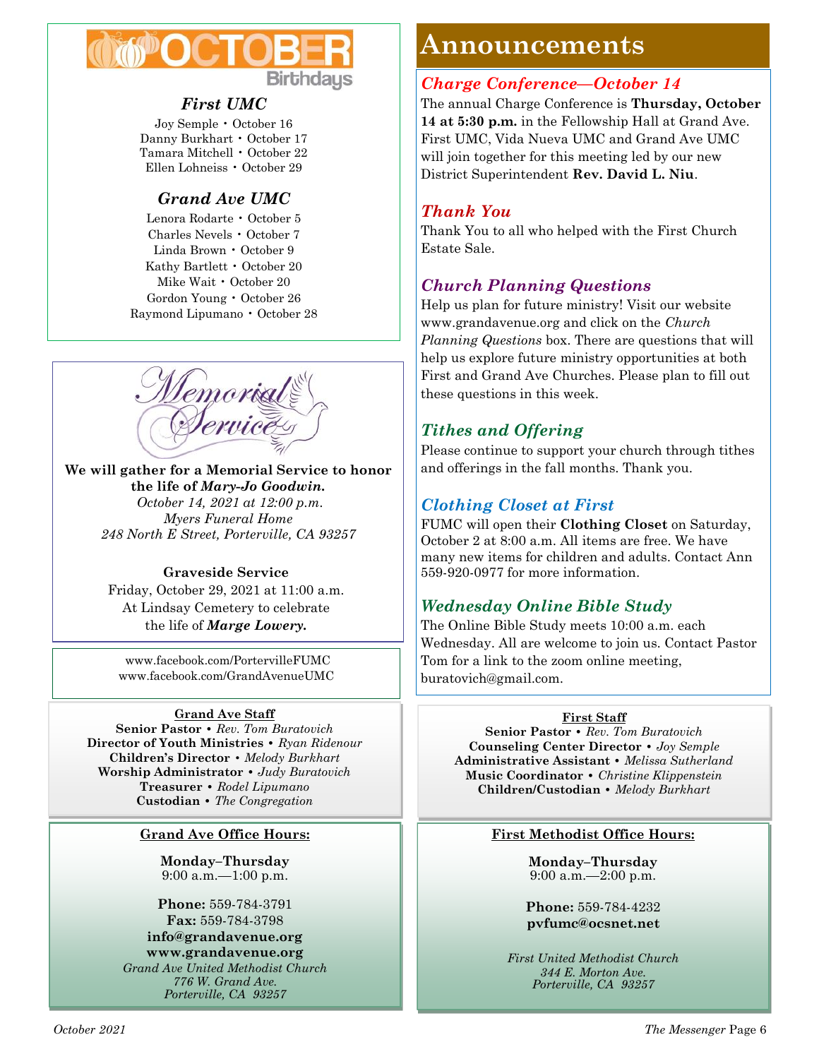# OCTOBER Birthdays

### *First UMC*

Joy Semple • October 16
Danny Burkhart • October 17
Tamara Mitchell • October 22
Ellen Lohneiss • October 29

### *Grand Ave UMC*

Lenora Rodarte • October 5
Charles Nevels • October 7
Linda Brown • October 9
Kathy Bartlett • October 20
Mike Wait • October 20
Gordon Young • October 26
Raymond Lipumano • October 28

## Memorial Service

**We will gather for a Memorial Service to honor the life of *Mary-Jo Goodwin.***
*October 14, 2021 at 12:00 p.m.*
*Myers Funeral Home*
*248 North E Street, Porterville, CA 93257*

**Graveside Service**
Friday, October 29, 2021 at 11:00 a.m.
At Lindsay Cemetery to celebrate
the life of ***Marge Lowery.***

www.facebook.com/PortervilleFUMC
www.facebook.com/GrandAvenueUMC

**Grand Ave Staff**

**Senior Pastor** • *Rev. Tom Buratovich*
**Director of Youth Ministries** • *Ryan Ridenour*
**Children's Director** • *Melody Burkhart*
**Worship Administrator** • *Judy Buratovich*
**Treasurer** • *Rodel Lipumano*
**Custodian** • *The Congregation*

**Grand Ave Office Hours:**

**Monday–Thursday**
9:00 a.m.—1:00 p.m.

**Phone:** 559-784-3791
**Fax:** 559-784-3798
**info@grandavenue.org**
**www.grandavenue.org**
*Grand Ave United Methodist Church*
*776 W. Grand Ave.*
*Porterville, CA 93257*

# Announcements

### *Charge Conference—October 14*

The annual Charge Conference is **Thursday, October 14 at 5:30 p.m.** in the Fellowship Hall at Grand Ave. First UMC, Vida Nueva UMC and Grand Ave UMC will join together for this meeting led by our new District Superintendent **Rev. David L. Niu**.

### *Thank You*

Thank You to all who helped with the First Church Estate Sale.

### *Church Planning Questions*

Help us plan for future ministry! Visit our website www.grandavenue.org and click on the *Church Planning Questions* box. There are questions that will help us explore future ministry opportunities at both First and Grand Ave Churches. Please plan to fill out these questions in this week.

### *Tithes and Offering*

Please continue to support your church through tithes and offerings in the fall months. Thank you.

### *Clothing Closet at First*

FUMC will open their **Clothing Closet** on Saturday, October 2 at 8:00 a.m. All items are free. We have many new items for children and adults. Contact Ann 559-920-0977 for more information.

### *Wednesday Online Bible Study*

The Online Bible Study meets 10:00 a.m. each Wednesday. All are welcome to join us. Contact Pastor Tom for a link to the zoom online meeting, buratovich@gmail.com.

**First Staff**

**Senior Pastor** • *Rev. Tom Buratovich*
**Counseling Center Director** • *Joy Semple*
**Administrative Assistant** • *Melissa Sutherland*
**Music Coordinator** • *Christine Klippenstein*
**Children/Custodian** • *Melody Burkhart*

**First Methodist Office Hours:**

**Monday–Thursday**
9:00 a.m.—2:00 p.m.

**Phone:** 559-784-4232
**pvfumc@ocsnet.net**

*First United Methodist Church*
*344 E. Morton Ave.*
*Porterville, CA 93257*